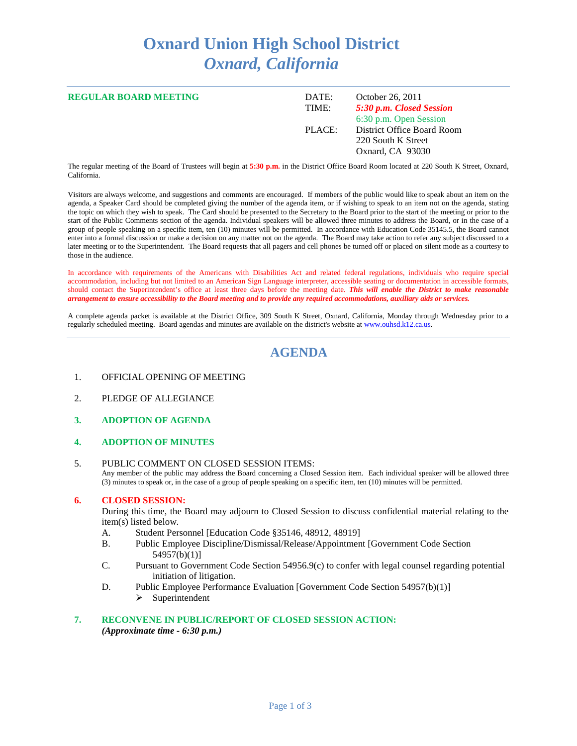# Oxnard Union High School District
## *Oxnard, California*

---

**REGULAR BOARD MEETING**

| | |
|---|---|
| DATE: | October 26, 2011 |
| TIME: | ***5:30 p.m. Closed Session*** |
| | 6:30 p.m. Open Session |
| PLACE: | District Office Board Room |
| | 220 South K Street |
| | Oxnard, CA 93030 |

The regular meeting of the Board of Trustees will begin at **5:30 p.m.** in the District Office Board Room located at 220 South K Street, Oxnard, California.

Visitors are always welcome, and suggestions and comments are encouraged. If members of the public would like to speak about an item on the agenda, a Speaker Card should be completed giving the number of the agenda item, or if wishing to speak to an item not on the agenda, stating the topic on which they wish to speak. The Card should be presented to the Secretary to the Board prior to the start of the meeting or prior to the start of the Public Comments section of the agenda. Individual speakers will be allowed three minutes to address the Board, or in the case of a group of people speaking on a specific item, ten (10) minutes will be permitted. In accordance with Education Code 35145.5, the Board cannot enter into a formal discussion or make a decision on any matter not on the agenda. The Board may take action to refer any subject discussed to a later meeting or to the Superintendent. The Board requests that all pagers and cell phones be turned off or placed on silent mode as a courtesy to those in the audience.

In accordance with requirements of the Americans with Disabilities Act and related federal regulations, individuals who require special accommodation, including but not limited to an American Sign Language interpreter, accessible seating or documentation in accessible formats, should contact the Superintendent's office at least three days before the meeting date. ***This will enable the District to make reasonable arrangement to ensure accessibility to the Board meeting and to provide any required accommodations, auxiliary aids or services.***

A complete agenda packet is available at the District Office, 309 South K Street, Oxnard, California, Monday through Wednesday prior to a regularly scheduled meeting. Board agendas and minutes are available on the district's website at www.ouhsd.k12.ca.us.

---

## AGENDA

1. OFFICIAL OPENING OF MEETING

2. PLEDGE OF ALLEGIANCE

3. **ADOPTION OF AGENDA**

4. **ADOPTION OF MINUTES**

5. PUBLIC COMMENT ON CLOSED SESSION ITEMS:
   Any member of the public may address the Board concerning a Closed Session item. Each individual speaker will be allowed three (3) minutes to speak or, in the case of a group of people speaking on a specific item, ten (10) minutes will be permitted.

6. **CLOSED SESSION:**
   During this time, the Board may adjourn to Closed Session to discuss confidential material relating to the item(s) listed below.
   - A. Student Personnel [Education Code §35146, 48912, 48919]
   - B. Public Employee Discipline/Dismissal/Release/Appointment [Government Code Section 54957(b)(1)]
   - C. Pursuant to Government Code Section 54956.9(c) to confer with legal counsel regarding potential initiation of litigation.
   - D. Public Employee Performance Evaluation [Government Code Section 54957(b)(1)]
     - Superintendent

7. **RECONVENE IN PUBLIC/REPORT OF CLOSED SESSION ACTION:**
   ***(Approximate time - 6:30 p.m.)***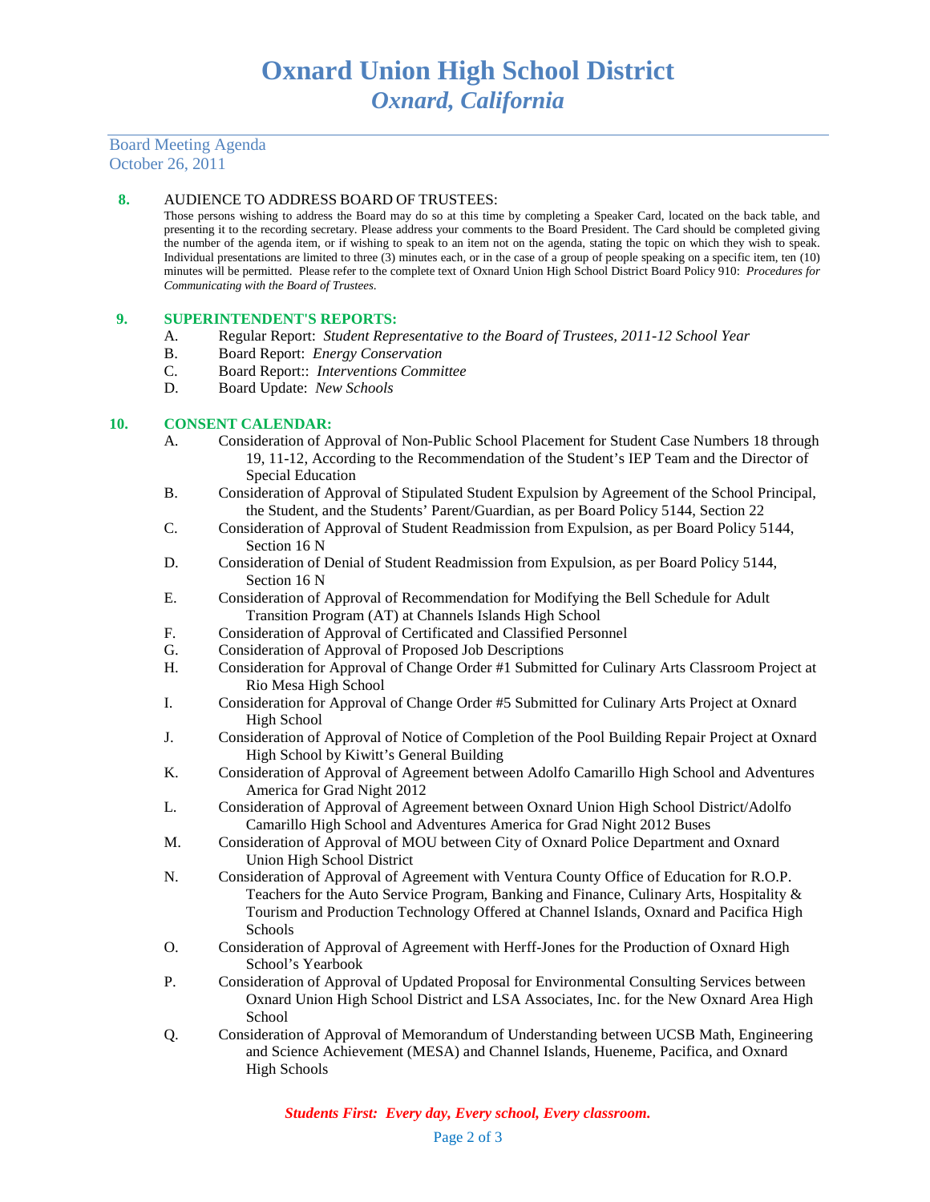# Oxnard Union High School District
## *Oxnard, California*

Board Meeting Agenda
October 26, 2011

**8.** AUDIENCE TO ADDRESS BOARD OF TRUSTEES:

Those persons wishing to address the Board may do so at this time by completing a Speaker Card, located on the back table, and presenting it to the recording secretary. Please address your comments to the Board President. The Card should be completed giving the number of the agenda item, or if wishing to speak to an item not on the agenda, stating the topic on which they wish to speak. Individual presentations are limited to three (3) minutes each, or in the case of a group of people speaking on a specific item, ten (10) minutes will be permitted. Please refer to the complete text of Oxnard Union High School District Board Policy 910: *Procedures for Communicating with the Board of Trustees.*

**9. SUPERINTENDENT'S REPORTS:**

A. Regular Report: *Student Representative to the Board of Trustees, 2011-12 School Year*
B. Board Report: *Energy Conservation*
C. Board Report:: *Interventions Committee*
D. Board Update: *New Schools*

**10. CONSENT CALENDAR:**

A. Consideration of Approval of Non-Public School Placement for Student Case Numbers 18 through 19, 11-12, According to the Recommendation of the Student's IEP Team and the Director of Special Education
B. Consideration of Approval of Stipulated Student Expulsion by Agreement of the School Principal, the Student, and the Students' Parent/Guardian, as per Board Policy 5144, Section 22
C. Consideration of Approval of Student Readmission from Expulsion, as per Board Policy 5144, Section 16 N
D. Consideration of Denial of Student Readmission from Expulsion, as per Board Policy 5144, Section 16 N
E. Consideration of Approval of Recommendation for Modifying the Bell Schedule for Adult Transition Program (AT) at Channels Islands High School
F. Consideration of Approval of Certificated and Classified Personnel
G. Consideration of Approval of Proposed Job Descriptions
H. Consideration for Approval of Change Order #1 Submitted for Culinary Arts Classroom Project at Rio Mesa High School
I. Consideration for Approval of Change Order #5 Submitted for Culinary Arts Project at Oxnard High School
J. Consideration of Approval of Notice of Completion of the Pool Building Repair Project at Oxnard High School by Kiwitt's General Building
K. Consideration of Approval of Agreement between Adolfo Camarillo High School and Adventures America for Grad Night 2012
L. Consideration of Approval of Agreement between Oxnard Union High School District/Adolfo Camarillo High School and Adventures America for Grad Night 2012 Buses
M. Consideration of Approval of MOU between City of Oxnard Police Department and Oxnard Union High School District
N. Consideration of Approval of Agreement with Ventura County Office of Education for R.O.P. Teachers for the Auto Service Program, Banking and Finance, Culinary Arts, Hospitality & Tourism and Production Technology Offered at Channel Islands, Oxnard and Pacifica High Schools
O. Consideration of Approval of Agreement with Herff-Jones for the Production of Oxnard High School's Yearbook
P. Consideration of Approval of Updated Proposal for Environmental Consulting Services between Oxnard Union High School District and LSA Associates, Inc. for the New Oxnard Area High School
Q. Consideration of Approval of Memorandum of Understanding between UCSB Math, Engineering and Science Achievement (MESA) and Channel Islands, Hueneme, Pacifica, and Oxnard High Schools

*Students First: Every day, Every school, Every classroom.*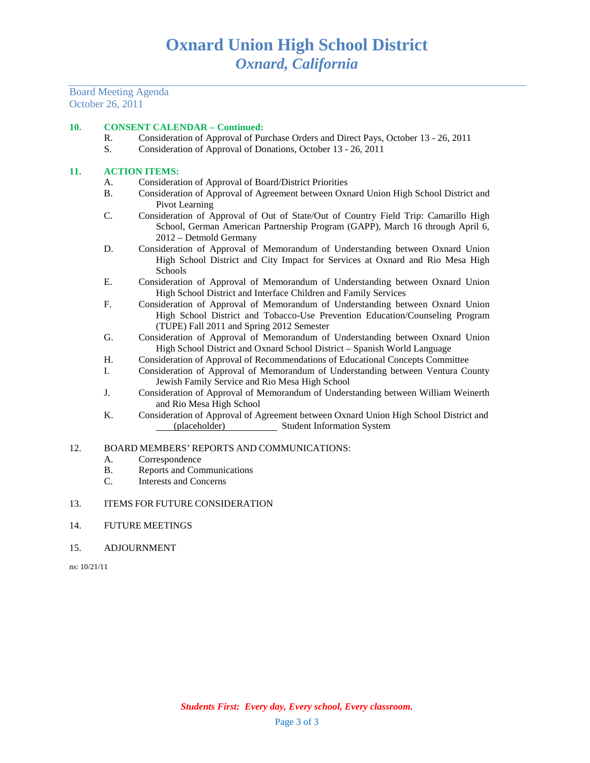# Oxnard Union High School District
## *Oxnard, California*

Board Meeting Agenda
October 26, 2011

**10. CONSENT CALENDAR – Continued:**

R. Consideration of Approval of Purchase Orders and Direct Pays, October 13 - 26, 2011

S. Consideration of Approval of Donations, October 13 - 26, 2011

**11. ACTION ITEMS:**

A. Consideration of Approval of Board/District Priorities

B. Consideration of Approval of Agreement between Oxnard Union High School District and Pivot Learning

C. Consideration of Approval of Out of State/Out of Country Field Trip: Camarillo High School, German American Partnership Program (GAPP), March 16 through April 6, 2012 – Detmold Germany

D. Consideration of Approval of Memorandum of Understanding between Oxnard Union High School District and City Impact for Services at Oxnard and Rio Mesa High Schools

E. Consideration of Approval of Memorandum of Understanding between Oxnard Union High School District and Interface Children and Family Services

F. Consideration of Approval of Memorandum of Understanding between Oxnard Union High School District and Tobacco-Use Prevention Education/Counseling Program (TUPE) Fall 2011 and Spring 2012 Semester

G. Consideration of Approval of Memorandum of Understanding between Oxnard Union High School District and Oxnard School District – Spanish World Language

H. Consideration of Approval of Recommendations of Educational Concepts Committee

I. Consideration of Approval of Memorandum of Understanding between Ventura County Jewish Family Service and Rio Mesa High School

J. Consideration of Approval of Memorandum of Understanding between William Weinerth and Rio Mesa High School

K. Consideration of Approval of Agreement between Oxnard Union High School District and ____(placeholder)____ Student Information System

12. BOARD MEMBERS' REPORTS AND COMMUNICATIONS:

A. Correspondence

B. Reports and Communications

C. Interests and Concerns

13. ITEMS FOR FUTURE CONSIDERATION

14. FUTURE MEETINGS

15. ADJOURNMENT

ns: 10/21/11

*Students First: Every day, Every school, Every classroom.*